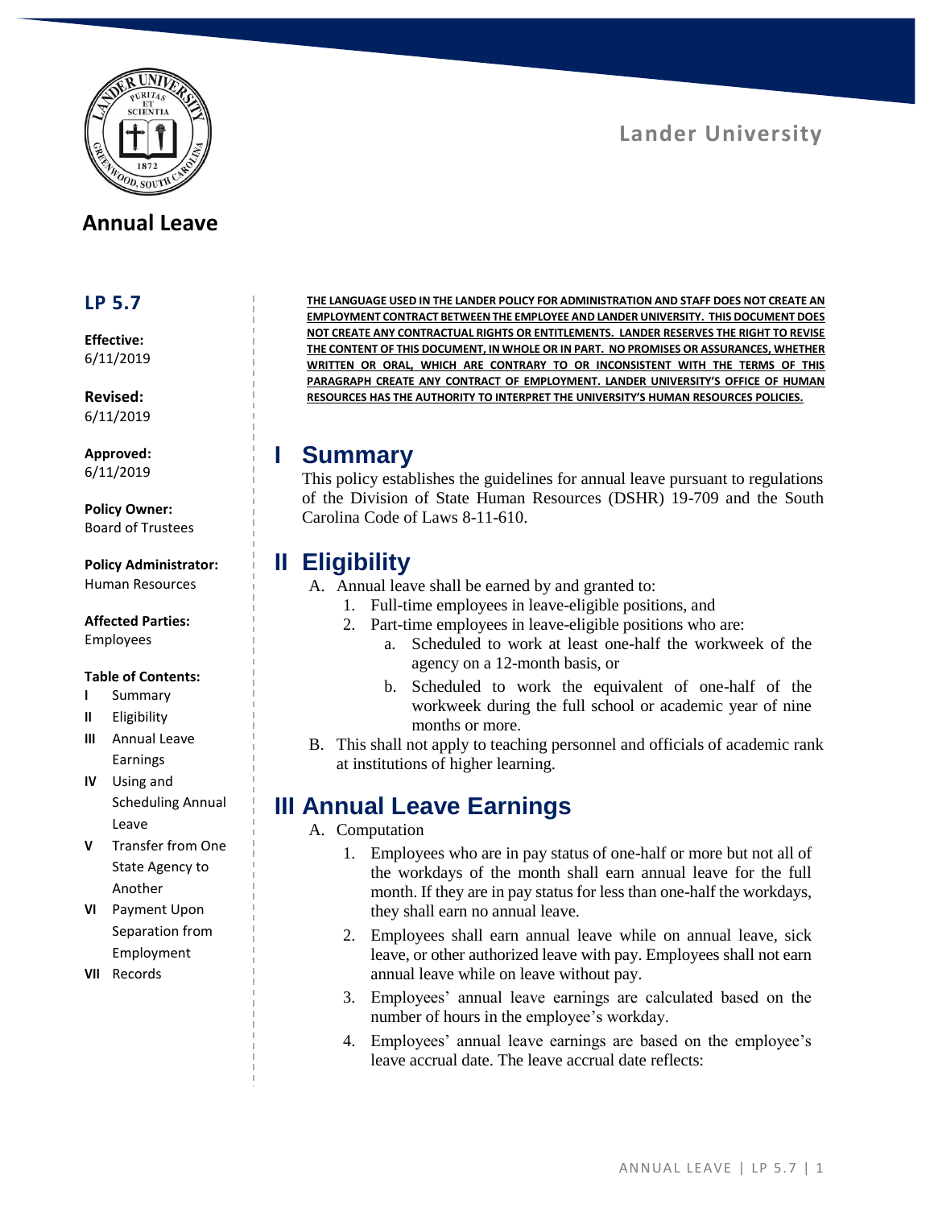Lander University

# Annual Leave

## LP 5.7

**Effective:**
6/11/2019

**Revised:**
6/11/2019

**Approved:**
6/11/2019

**Policy Owner:**
Board of Trustees

**Policy Administrator:**
Human Resources

**Affected Parties:**
Employees

**Table of Contents:**

- **I** Summary
- **II** Eligibility
- **III** Annual Leave Earnings
- **IV** Using and Scheduling Annual Leave
- **V** Transfer from One State Agency to Another
- **VI** Payment Upon Separation from Employment
- **VII** Records

**THE LANGUAGE USED IN THE LANDER POLICY FOR ADMINISTRATION AND STAFF DOES NOT CREATE AN EMPLOYMENT CONTRACT BETWEEN THE EMPLOYEE AND LANDER UNIVERSITY. THIS DOCUMENT DOES NOT CREATE ANY CONTRACTUAL RIGHTS OR ENTITLEMENTS. LANDER RESERVES THE RIGHT TO REVISE THE CONTENT OF THIS DOCUMENT, IN WHOLE OR IN PART. NO PROMISES OR ASSURANCES, WHETHER WRITTEN OR ORAL, WHICH ARE CONTRARY TO OR INCONSISTENT WITH THE TERMS OF THIS PARAGRAPH CREATE ANY CONTRACT OF EMPLOYMENT. LANDER UNIVERSITY'S OFFICE OF HUMAN RESOURCES HAS THE AUTHORITY TO INTERPRET THE UNIVERSITY'S HUMAN RESOURCES POLICIES.**

## I Summary

This policy establishes the guidelines for annual leave pursuant to regulations of the Division of State Human Resources (DSHR) 19-709 and the South Carolina Code of Laws 8-11-610.

## II Eligibility

A. Annual leave shall be earned by and granted to:
   1. Full-time employees in leave-eligible positions, and
   2. Part-time employees in leave-eligible positions who are:
      a. Scheduled to work at least one-half the workweek of the agency on a 12-month basis, or
      b. Scheduled to work the equivalent of one-half of the workweek during the full school or academic year of nine months or more.

B. This shall not apply to teaching personnel and officials of academic rank at institutions of higher learning.

## III Annual Leave Earnings

A. Computation
   1. Employees who are in pay status of one-half or more but not all of the workdays of the month shall earn annual leave for the full month. If they are in pay status for less than one-half the workdays, they shall earn no annual leave.
   2. Employees shall earn annual leave while on annual leave, sick leave, or other authorized leave with pay. Employees shall not earn annual leave while on leave without pay.
   3. Employees' annual leave earnings are calculated based on the number of hours in the employee's workday.
   4. Employees' annual leave earnings are based on the employee's leave accrual date. The leave accrual date reflects: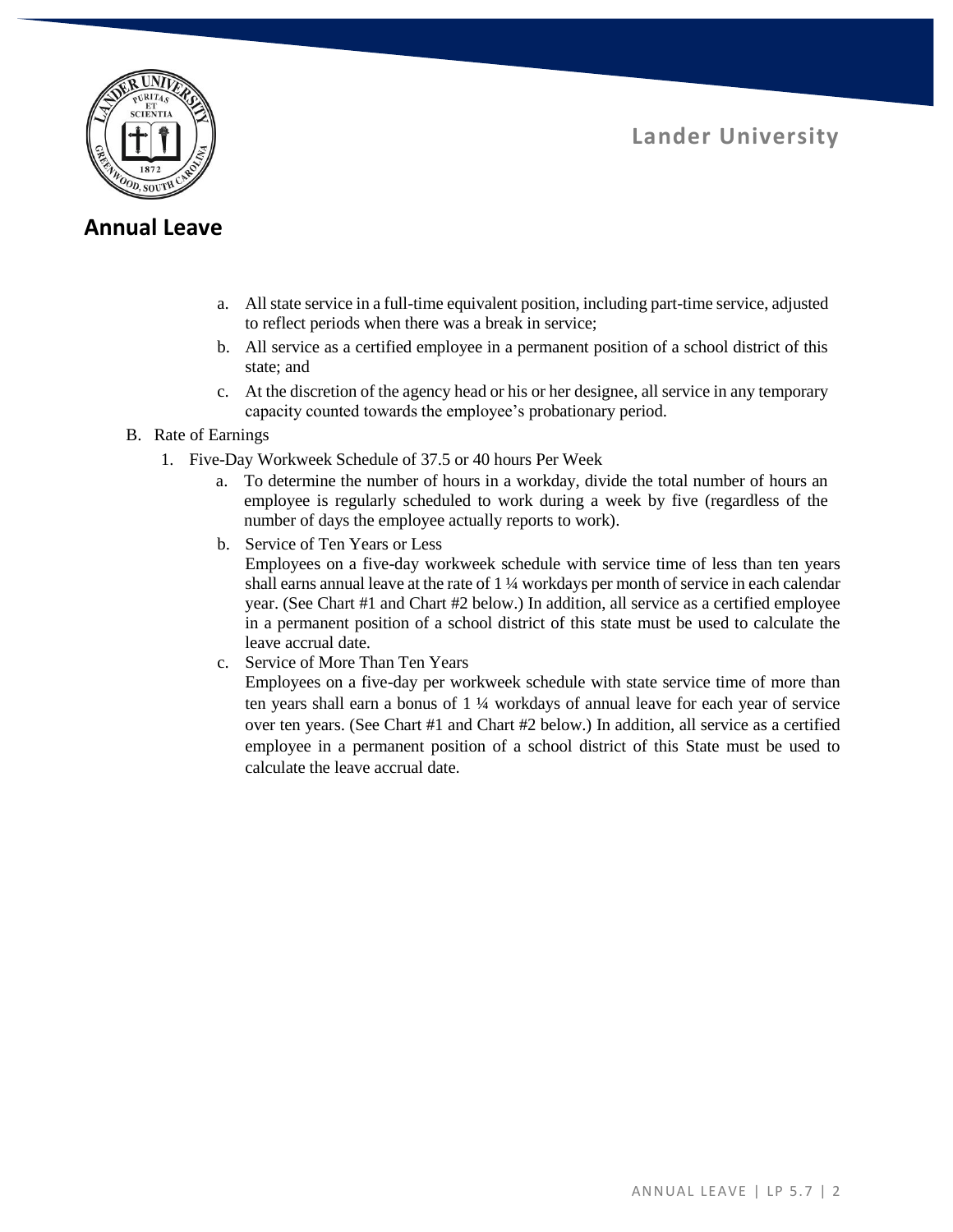a. All state service in a full-time equivalent position, including part-time service, adjusted to reflect periods when there was a break in service;
b. All service as a certified employee in a permanent position of a school district of this state; and
c. At the discretion of the agency head or his or her designee, all service in any temporary capacity counted towards the employee's probationary period.

B. Rate of Earnings

1. Five-Day Workweek Schedule of 37.5 or 40 hours Per Week

   a. To determine the number of hours in a workday, divide the total number of hours an employee is regularly scheduled to work during a week by five (regardless of the number of days the employee actually reports to work).

   b. Service of Ten Years or Less

      Employees on a five-day workweek schedule with service time of less than ten years shall earns annual leave at the rate of 1 ¼ workdays per month of service in each calendar year. (See Chart #1 and Chart #2 below.) In addition, all service as a certified employee in a permanent position of a school district of this state must be used to calculate the leave accrual date.

   c. Service of More Than Ten Years

      Employees on a five-day per workweek schedule with state service time of more than ten years shall earn a bonus of 1 ¼ workdays of annual leave for each year of service over ten years. (See Chart #1 and Chart #2 below.) In addition, all service as a certified employee in a permanent position of a school district of this State must be used to calculate the leave accrual date.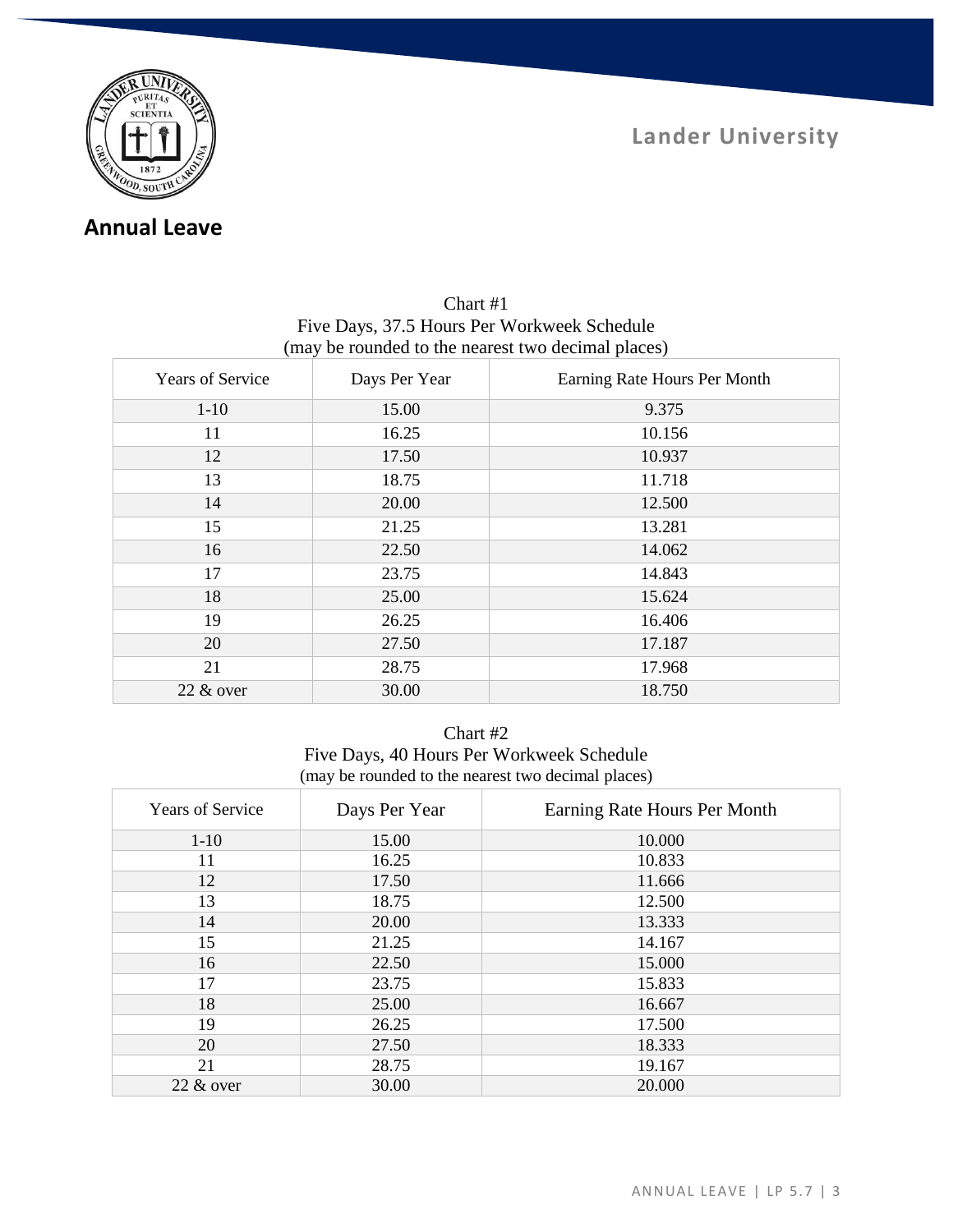## Annual Leave

Chart #1
Five Days, 37.5 Hours Per Workweek Schedule
(may be rounded to the nearest two decimal places)

| Years of Service | Days Per Year | Earning Rate Hours Per Month |
|---|---|---|
| 1-10 | 15.00 | 9.375 |
| 11 | 16.25 | 10.156 |
| 12 | 17.50 | 10.937 |
| 13 | 18.75 | 11.718 |
| 14 | 20.00 | 12.500 |
| 15 | 21.25 | 13.281 |
| 16 | 22.50 | 14.062 |
| 17 | 23.75 | 14.843 |
| 18 | 25.00 | 15.624 |
| 19 | 26.25 | 16.406 |
| 20 | 27.50 | 17.187 |
| 21 | 28.75 | 17.968 |
| 22 & over | 30.00 | 18.750 |

Chart #2
Five Days, 40 Hours Per Workweek Schedule
(may be rounded to the nearest two decimal places)

| Years of Service | Days Per Year | Earning Rate Hours Per Month |
|---|---|---|
| 1-10 | 15.00 | 10.000 |
| 11 | 16.25 | 10.833 |
| 12 | 17.50 | 11.666 |
| 13 | 18.75 | 12.500 |
| 14 | 20.00 | 13.333 |
| 15 | 21.25 | 14.167 |
| 16 | 22.50 | 15.000 |
| 17 | 23.75 | 15.833 |
| 18 | 25.00 | 16.667 |
| 19 | 26.25 | 17.500 |
| 20 | 27.50 | 18.333 |
| 21 | 28.75 | 19.167 |
| 22 & over | 30.00 | 20.000 |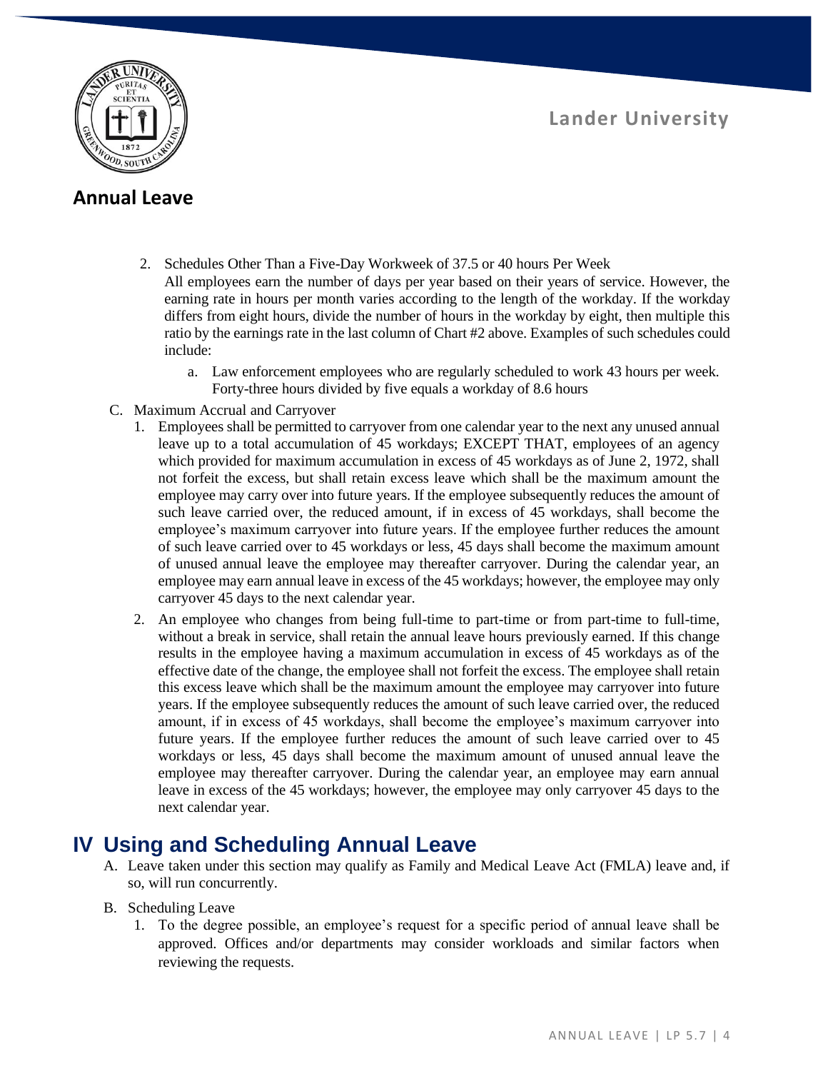2. Schedules Other Than a Five-Day Workweek of 37.5 or 40 hours Per Week

   All employees earn the number of days per year based on their years of service. However, the earning rate in hours per month varies according to the length of the workday. If the workday differs from eight hours, divide the number of hours in the workday by eight, then multiple this ratio by the earnings rate in the last column of Chart #2 above. Examples of such schedules could include:

   a. Law enforcement employees who are regularly scheduled to work 43 hours per week. Forty-three hours divided by five equals a workday of 8.6 hours

C. Maximum Accrual and Carryover

1. Employees shall be permitted to carryover from one calendar year to the next any unused annual leave up to a total accumulation of 45 workdays; EXCEPT THAT, employees of an agency which provided for maximum accumulation in excess of 45 workdays as of June 2, 1972, shall not forfeit the excess, but shall retain excess leave which shall be the maximum amount the employee may carry over into future years. If the employee subsequently reduces the amount of such leave carried over, the reduced amount, if in excess of 45 workdays, shall become the employee's maximum carryover into future years. If the employee further reduces the amount of such leave carried over to 45 workdays or less, 45 days shall become the maximum amount of unused annual leave the employee may thereafter carryover. During the calendar year, an employee may earn annual leave in excess of the 45 workdays; however, the employee may only carryover 45 days to the next calendar year.
2. An employee who changes from being full-time to part-time or from part-time to full-time, without a break in service, shall retain the annual leave hours previously earned. If this change results in the employee having a maximum accumulation in excess of 45 workdays as of the effective date of the change, the employee shall not forfeit the excess. The employee shall retain this excess leave which shall be the maximum amount the employee may carryover into future years. If the employee subsequently reduces the amount of such leave carried over, the reduced amount, if in excess of 45 workdays, shall become the employee's maximum carryover into future years. If the employee further reduces the amount of such leave carried over to 45 workdays or less, 45 days shall become the maximum amount of unused annual leave the employee may thereafter carryover. During the calendar year, an employee may earn annual leave in excess of the 45 workdays; however, the employee may only carryover 45 days to the next calendar year.

# IV Using and Scheduling Annual Leave

A. Leave taken under this section may qualify as Family and Medical Leave Act (FMLA) leave and, if so, will run concurrently.

B. Scheduling Leave

1. To the degree possible, an employee's request for a specific period of annual leave shall be approved. Offices and/or departments may consider workloads and similar factors when reviewing the requests.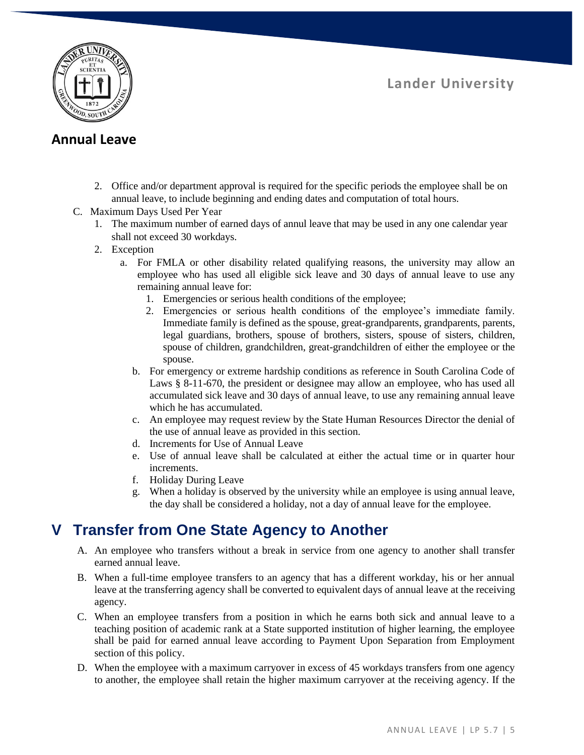2. Office and/or department approval is required for the specific periods the employee shall be on annual leave, to include beginning and ending dates and computation of total hours.

C. Maximum Days Used Per Year

1. The maximum number of earned days of annul leave that may be used in any one calendar year shall not exceed 30 workdays.
2. Exception
    a. For FMLA or other disability related qualifying reasons, the university may allow an employee who has used all eligible sick leave and 30 days of annual leave to use any remaining annual leave for:
        1. Emergencies or serious health conditions of the employee;
        2. Emergencies or serious health conditions of the employee's immediate family. Immediate family is defined as the spouse, great-grandparents, grandparents, parents, legal guardians, brothers, spouse of brothers, sisters, spouse of sisters, children, spouse of children, grandchildren, great-grandchildren of either the employee or the spouse.
    b. For emergency or extreme hardship conditions as reference in South Carolina Code of Laws § 8-11-670, the president or designee may allow an employee, who has used all accumulated sick leave and 30 days of annual leave, to use any remaining annual leave which he has accumulated.
    c. An employee may request review by the State Human Resources Director the denial of the use of annual leave as provided in this section.
    d. Increments for Use of Annual Leave
    e. Use of annual leave shall be calculated at either the actual time or in quarter hour increments.
    f. Holiday During Leave
    g. When a holiday is observed by the university while an employee is using annual leave, the day shall be considered a holiday, not a day of annual leave for the employee.

# V Transfer from One State Agency to Another

A. An employee who transfers without a break in service from one agency to another shall transfer earned annual leave.

B. When a full-time employee transfers to an agency that has a different workday, his or her annual leave at the transferring agency shall be converted to equivalent days of annual leave at the receiving agency.

C. When an employee transfers from a position in which he earns both sick and annual leave to a teaching position of academic rank at a State supported institution of higher learning, the employee shall be paid for earned annual leave according to Payment Upon Separation from Employment section of this policy.

D. When the employee with a maximum carryover in excess of 45 workdays transfers from one agency to another, the employee shall retain the higher maximum carryover at the receiving agency. If the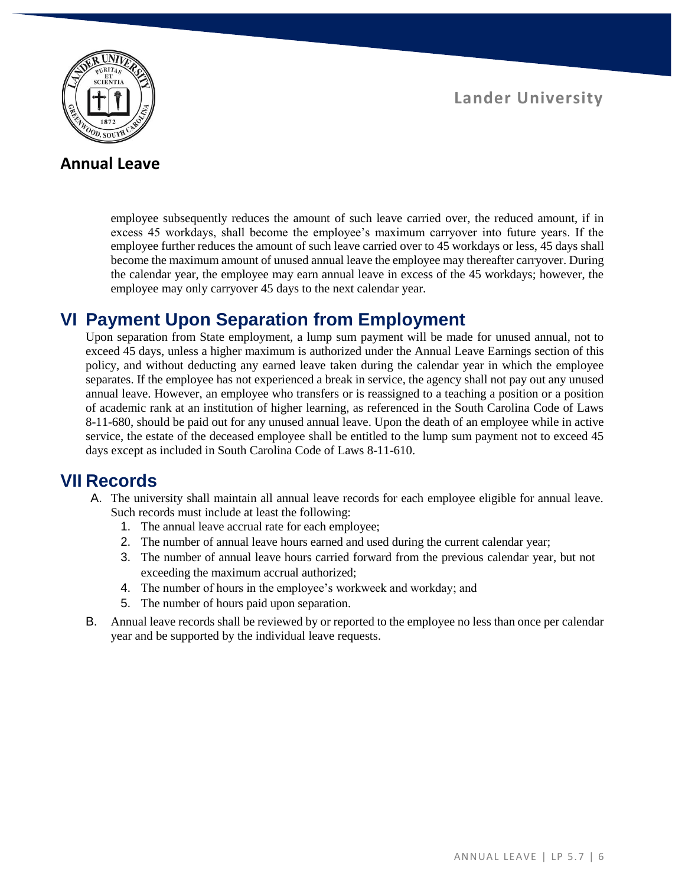employee subsequently reduces the amount of such leave carried over, the reduced amount, if in excess 45 workdays, shall become the employee's maximum carryover into future years. If the employee further reduces the amount of such leave carried over to 45 workdays or less, 45 days shall become the maximum amount of unused annual leave the employee may thereafter carryover. During the calendar year, the employee may earn annual leave in excess of the 45 workdays; however, the employee may only carryover 45 days to the next calendar year.

## VI Payment Upon Separation from Employment

Upon separation from State employment, a lump sum payment will be made for unused annual, not to exceed 45 days, unless a higher maximum is authorized under the Annual Leave Earnings section of this policy, and without deducting any earned leave taken during the calendar year in which the employee separates. If the employee has not experienced a break in service, the agency shall not pay out any unused annual leave. However, an employee who transfers or is reassigned to a teaching a position or a position of academic rank at an institution of higher learning, as referenced in the South Carolina Code of Laws 8-11-680, should be paid out for any unused annual leave. Upon the death of an employee while in active service, the estate of the deceased employee shall be entitled to the lump sum payment not to exceed 45 days except as included in South Carolina Code of Laws 8-11-610.

## VII Records

A. The university shall maintain all annual leave records for each employee eligible for annual leave. Such records must include at least the following:
   1. The annual leave accrual rate for each employee;
   2. The number of annual leave hours earned and used during the current calendar year;
   3. The number of annual leave hours carried forward from the previous calendar year, but not exceeding the maximum accrual authorized;
   4. The number of hours in the employee's workweek and workday; and
   5. The number of hours paid upon separation.

B. Annual leave records shall be reviewed by or reported to the employee no less than once per calendar year and be supported by the individual leave requests.